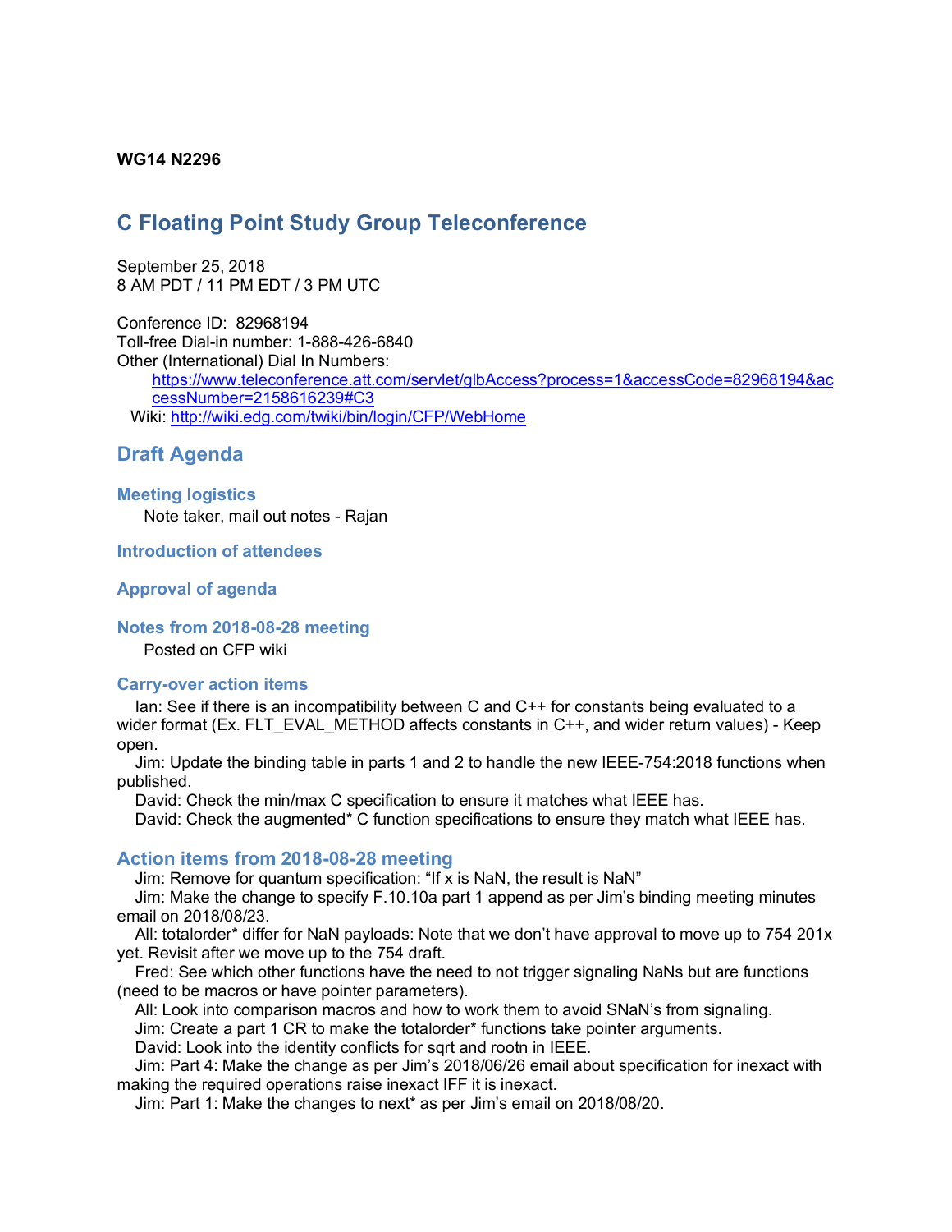**WG14 N2296**

# C Floating Point Study Group Teleconference

September 25, 2018
8 AM PDT / 11 PM EDT / 3 PM UTC

Conference ID: 82968194
Toll-free Dial-in number: 1-888-426-6840
Other (International) Dial In Numbers:
https://www.teleconference.att.com/servlet/glbAccess?process=1&accessCode=82968194&accessNumber=2158616239#C3
Wiki: http://wiki.edg.com/twiki/bin/login/CFP/WebHome

## Draft Agenda

### Meeting logistics

Note taker, mail out notes - Rajan

### Introduction of attendees

### Approval of agenda

### Notes from 2018-08-28 meeting

Posted on CFP wiki

### Carry-over action items

Ian: See if there is an incompatibility between C and C++ for constants being evaluated to a wider format (Ex. FLT_EVAL_METHOD affects constants in C++, and wider return values) - Keep open.

Jim: Update the binding table in parts 1 and 2 to handle the new IEEE-754:2018 functions when published.

David: Check the min/max C specification to ensure it matches what IEEE has.

David: Check the augmented* C function specifications to ensure they match what IEEE has.

### Action items from 2018-08-28 meeting

Jim: Remove for quantum specification: “If x is NaN, the result is NaN”

Jim: Make the change to specify F.10.10a part 1 append as per Jim’s binding meeting minutes email on 2018/08/23.

All: totalorder* differ for NaN payloads: Note that we don’t have approval to move up to 754 201x yet. Revisit after we move up to the 754 draft.

Fred: See which other functions have the need to not trigger signaling NaNs but are functions (need to be macros or have pointer parameters).

All: Look into comparison macros and how to work them to avoid SNaN’s from signaling.

Jim: Create a part 1 CR to make the totalorder* functions take pointer arguments.

David: Look into the identity conflicts for sqrt and rootn in IEEE.

Jim: Part 4: Make the change as per Jim’s 2018/06/26 email about specification for inexact with making the required operations raise inexact IFF it is inexact.

Jim: Part 1: Make the changes to next* as per Jim’s email on 2018/08/20.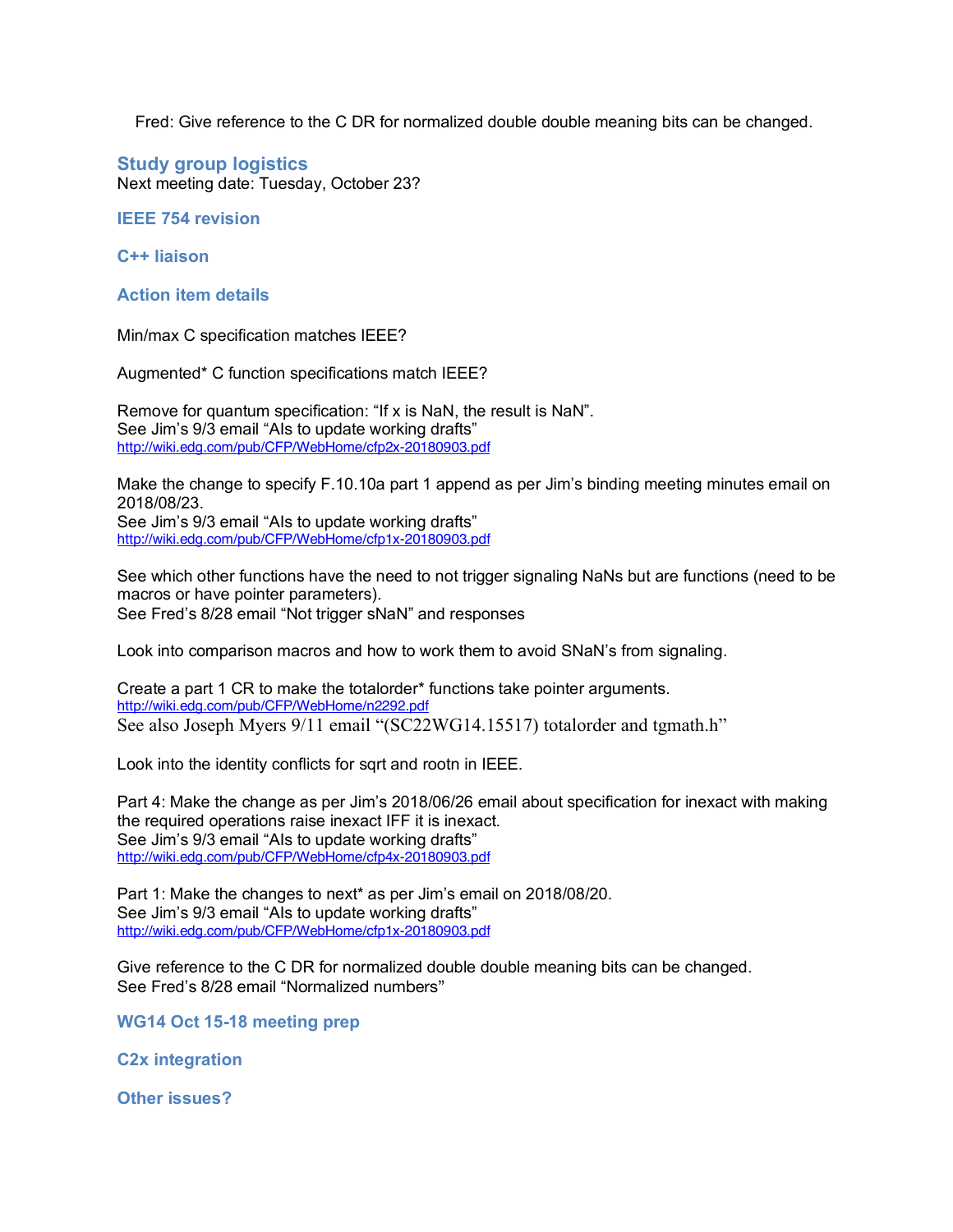Fred: Give reference to the C DR for normalized double double meaning bits can be changed.

## Study group logistics

Next meeting date: Tuesday, October 23?

## IEEE 754 revision

## C++ liaison

## Action item details

Min/max C specification matches IEEE?

Augmented* C function specifications match IEEE?

Remove for quantum specification: "If x is NaN, the result is NaN".
See Jim's 9/3 email "AIs to update working drafts"
http://wiki.edg.com/pub/CFP/WebHome/cfp2x-20180903.pdf

Make the change to specify F.10.10a part 1 append as per Jim's binding meeting minutes email on 2018/08/23.
See Jim's 9/3 email "AIs to update working drafts"
http://wiki.edg.com/pub/CFP/WebHome/cfp1x-20180903.pdf

See which other functions have the need to not trigger signaling NaNs but are functions (need to be macros or have pointer parameters).
See Fred's 8/28 email "Not trigger sNaN" and responses

Look into comparison macros and how to work them to avoid SNaN's from signaling.

Create a part 1 CR to make the totalorder* functions take pointer arguments.
http://wiki.edg.com/pub/CFP/WebHome/n2292.pdf
See also Joseph Myers 9/11 email "(SC22WG14.15517) totalorder and tgmath.h"

Look into the identity conflicts for sqrt and rootn in IEEE.

Part 4: Make the change as per Jim's 2018/06/26 email about specification for inexact with making the required operations raise inexact IFF it is inexact.
See Jim's 9/3 email "AIs to update working drafts"
http://wiki.edg.com/pub/CFP/WebHome/cfp4x-20180903.pdf

Part 1: Make the changes to next* as per Jim's email on 2018/08/20.
See Jim's 9/3 email "AIs to update working drafts"
http://wiki.edg.com/pub/CFP/WebHome/cfp1x-20180903.pdf

Give reference to the C DR for normalized double double meaning bits can be changed.
See Fred's 8/28 email "Normalized numbers"

## WG14 Oct 15-18 meeting prep

## C2x integration

## Other issues?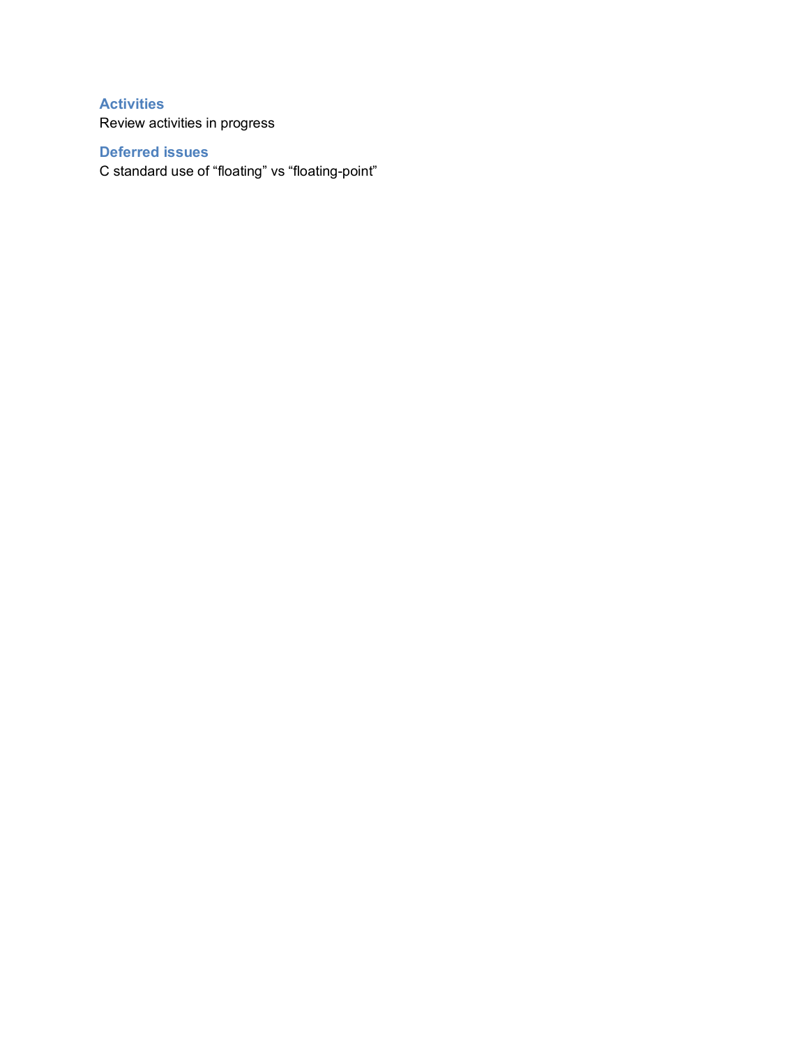## Activities

Review activities in progress

## Deferred issues

C standard use of “floating” vs “floating-point”